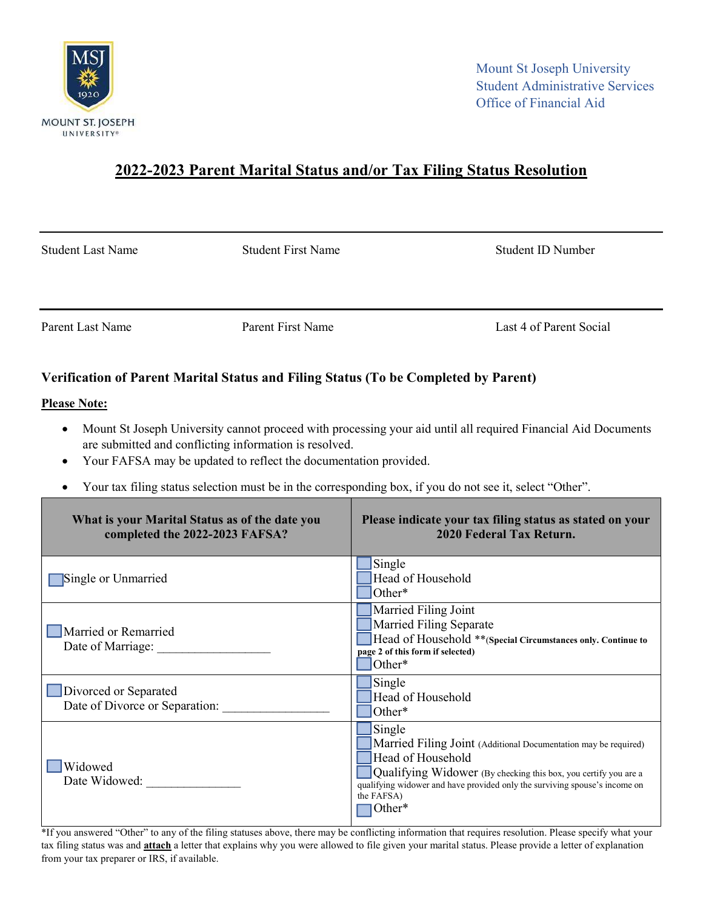Mount St Joseph University
Student Administrative Services
Office of Financial Aid

# 2022-2023 Parent Marital Status and/or Tax Filing Status Resolution

| Student Last Name | Student First Name | Student ID Number |
|---|---|---|
| | | |

| Parent Last Name | Parent First Name | Last 4 of Parent Social |
|---|---|---|
| | | |

## Verification of Parent Marital Status and Filing Status (To be Completed by Parent)

**Please Note:**

- Mount St Joseph University cannot proceed with processing your aid until all required Financial Aid Documents are submitted and conflicting information is resolved.
- Your FAFSA may be updated to reflect the documentation provided.
- Your tax filing status selection must be in the corresponding box, if you do not see it, select "Other".

| What is your Marital Status as of the date you completed the 2022-2023 FAFSA? | Please indicate your tax filing status as stated on your 2020 Federal Tax Return. |
|---|---|
| ☐ Single or Unmarried | ☐ Single<br>☐ Head of Household<br>☐ Other* |
| ☐ Married or Remarried<br>Date of Marriage: __________________ | ☐ Married Filing Joint<br>☐ Married Filing Separate<br>☐ Head of Household **(Special Circumstances only. Continue to page 2 of this form if selected)**<br>☐ Other* |
| ☐ Divorced or Separated<br>Date of Divorce or Separation: _________________ | ☐ Single<br>☐ Head of Household<br>☐ Other* |
| ☐ Widowed<br>Date Widowed: _______________ | ☐ Single<br>☐ Married Filing Joint (Additional Documentation may be required)<br>☐ Head of Household<br>☐ Qualifying Widower (By checking this box, you certify you are a qualifying widower and have provided only the surviving spouse's income on the FAFSA)<br>☐ Other* |

*If you answered "Other" to any of the filing statuses above, there may be conflicting information that requires resolution. Please specify what your tax filing status was and **attach** a letter that explains why you were allowed to file given your marital status. Please provide a letter of explanation from your tax preparer or IRS, if available.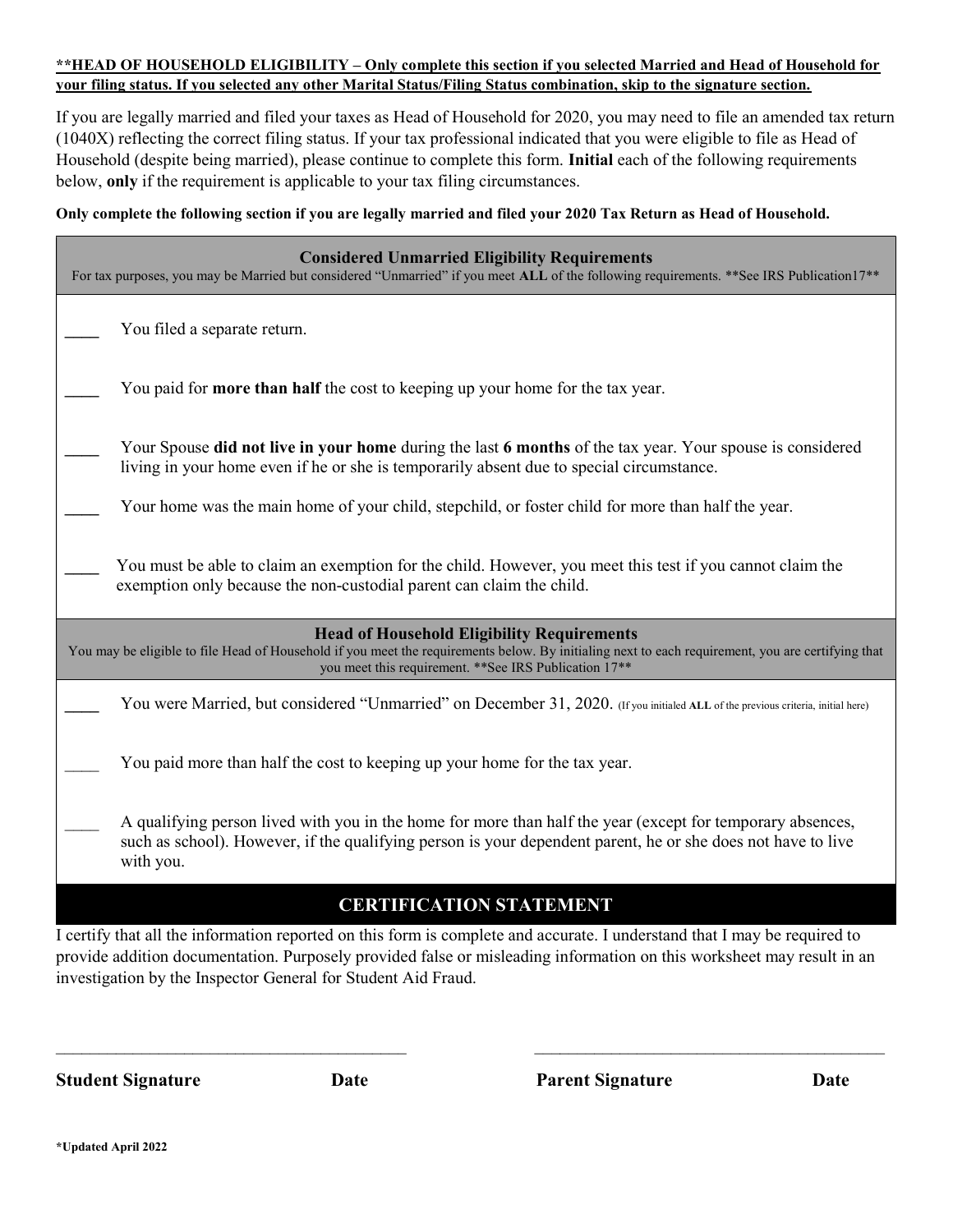**\*\*HEAD OF HOUSEHOLD ELIGIBILITY – Only complete this section if you selected Married and Head of Household for your filing status. If you selected any other Marital Status/Filing Status combination, skip to the signature section.**

If you are legally married and filed your taxes as Head of Household for 2020, you may need to file an amended tax return (1040X) reflecting the correct filing status. If your tax professional indicated that you were eligible to file as Head of Household (despite being married), please continue to complete this form. **Initial** each of the following requirements below, **only** if the requirement is applicable to your tax filing circumstances.

**Only complete the following section if you are legally married and filed your 2020 Tax Return as Head of Household.**

| | |
|---|---|
| **Considered Unmarried Eligibility Requirements**<br>For tax purposes, you may be Married but considered "Unmarried" if you meet **ALL** of the following requirements. \*\*See IRS Publication17\*\* | |
| ____ | You filed a separate return. |
| ____ | You paid for **more than half** the cost to keeping up your home for the tax year. |
| ____ | Your Spouse **did not live in your home** during the last **6 months** of the tax year. Your spouse is considered living in your home even if he or she is temporarily absent due to special circumstance. |
| ____ | Your home was the main home of your child, stepchild, or foster child for more than half the year. |
| ____ | You must be able to claim an exemption for the child. However, you meet this test if you cannot claim the exemption only because the non-custodial parent can claim the child. |
| **Head of Household Eligibility Requirements**<br>You may be eligible to file Head of Household if you meet the requirements below. By initialing next to each requirement, you are certifying that you meet this requirement. \*\*See IRS Publication 17\*\* | |
| ____ | You were Married, but considered "Unmarried" on December 31, 2020. (If you initialed **ALL** of the previous criteria, initial here) |
| ____ | You paid more than half the cost to keeping up your home for the tax year. |
| ____ | A qualifying person lived with you in the home for more than half the year (except for temporary absences, such as school). However, if the qualifying person is your dependent parent, he or she does not have to live with you. |

## CERTIFICATION STATEMENT

I certify that all the information reported on this form is complete and accurate. I understand that I may be required to provide addition documentation. Purposely provided false or misleading information on this worksheet may result in an investigation by the Inspector General for Student Aid Fraud.

__________________________________________ __________________________________________

**Student Signature** **Date** **Parent Signature** **Date**

**\*Updated April 2022**